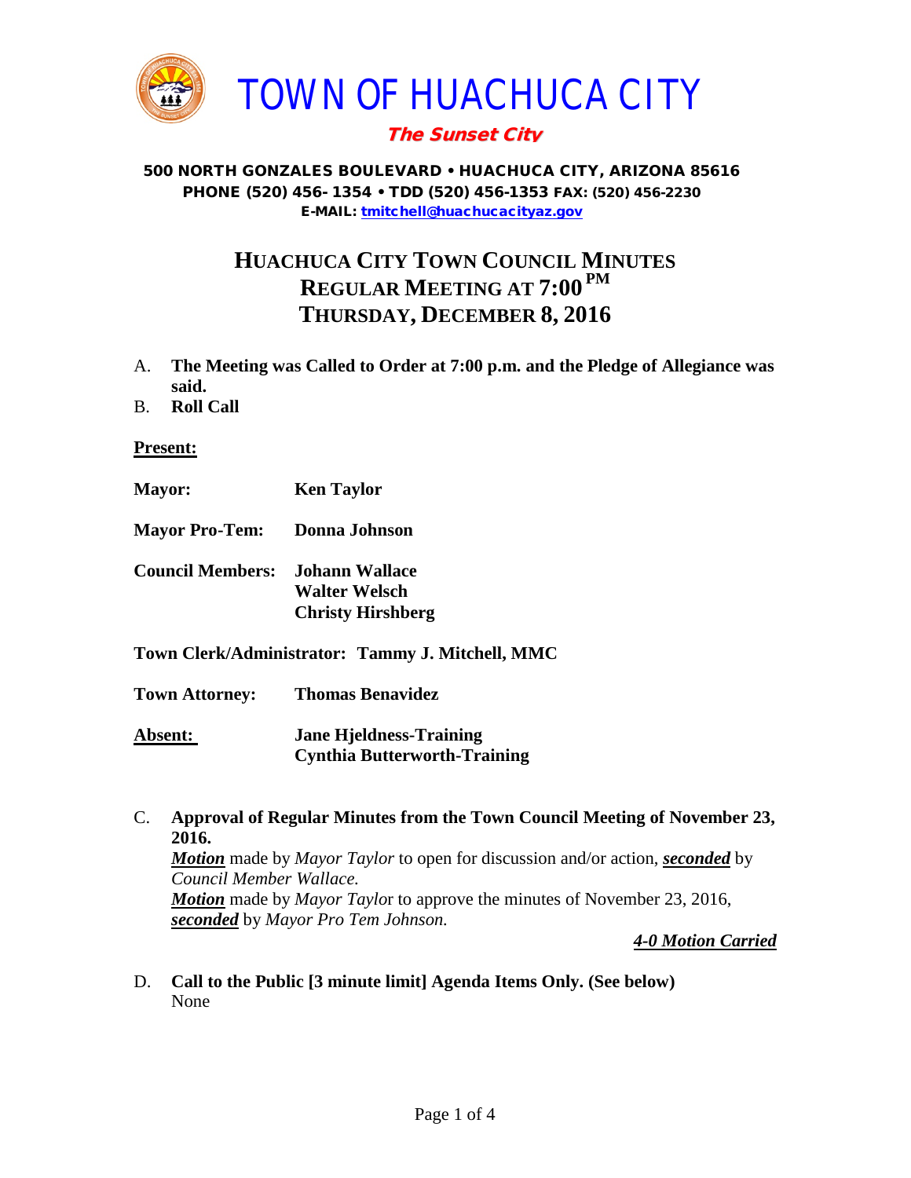# TOWN OF HUACHUCA CITY

***The Sunset City***

**500 NORTH GONZALES BOULEVARD • HUACHUCA CITY, ARIZONA 85616**
**PHONE (520) 456- 1354 • TDD (520) 456-1353 FAX: (520) 456-2230**
**E-MAIL: tmitchell@huachucacityaz.gov**

## HUACHUCA CITY TOWN COUNCIL MINUTES
## REGULAR MEETING AT 7:00 PM
## THURSDAY, DECEMBER 8, 2016

A. **The Meeting was Called to Order at 7:00 p.m. and the Pledge of Allegiance was said.**

B. **Roll Call**

**Present:**

**Mayor:** **Ken Taylor**

**Mayor Pro-Tem:** **Donna Johnson**

**Council Members:** **Johann Wallace**
**Walter Welsch**
**Christy Hirshberg**

**Town Clerk/Administrator: Tammy J. Mitchell, MMC**

**Town Attorney:** **Thomas Benavidez**

**Absent:** **Jane Hjeldness-Training**
**Cynthia Butterworth-Training**

C. **Approval of Regular Minutes from the Town Council Meeting of November 23, 2016.**
***Motion*** made by *Mayor Taylor* to open for discussion and/or action, ***seconded*** by *Council Member Wallace.*
***Motion*** made by *Mayor Taylor* to approve the minutes of November 23, 2016, ***seconded*** by *Mayor Pro Tem Johnson.*

***4-0 Motion Carried***

D. **Call to the Public [3 minute limit] Agenda Items Only. (See below)**
None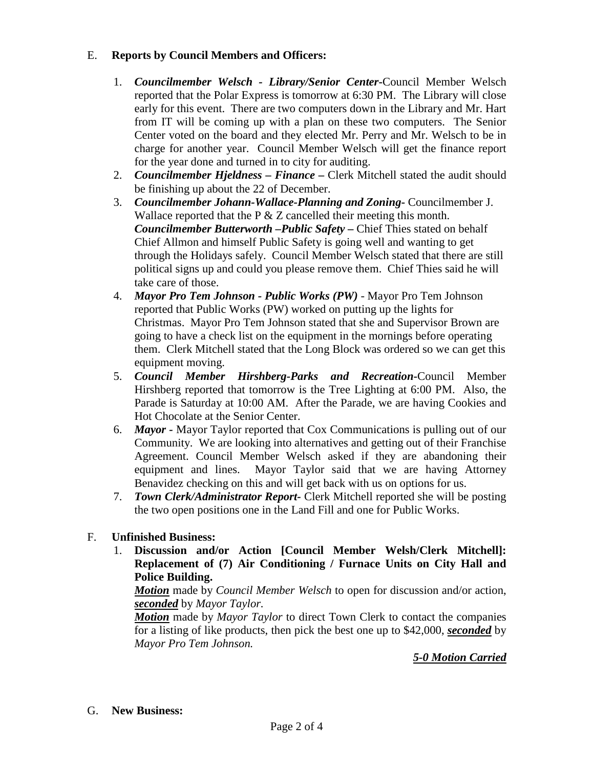E. **Reports by Council Members and Officers:**

1. ***Councilmember Welsch - Library/Senior Center-***Council Member Welsch reported that the Polar Express is tomorrow at 6:30 PM. The Library will close early for this event. There are two computers down in the Library and Mr. Hart from IT will be coming up with a plan on these two computers. The Senior Center voted on the board and they elected Mr. Perry and Mr. Welsch to be in charge for another year. Council Member Welsch will get the finance report for the year done and turned in to city for auditing.
2. ***Councilmember Hjeldness – Finance –*** Clerk Mitchell stated the audit should be finishing up about the 22 of December.
3. ***Councilmember Johann-Wallace-Planning and Zoning-*** Councilmember J. Wallace reported that the P & Z cancelled their meeting this month.
   ***Councilmember Butterworth –Public Safety –*** Chief Thies stated on behalf Chief Allmon and himself Public Safety is going well and wanting to get through the Holidays safely. Council Member Welsch stated that there are still political signs up and could you please remove them. Chief Thies said he will take care of those.
4. ***Mayor Pro Tem Johnson - Public Works (PW)*** - Mayor Pro Tem Johnson reported that Public Works (PW) worked on putting up the lights for Christmas. Mayor Pro Tem Johnson stated that she and Supervisor Brown are going to have a check list on the equipment in the mornings before operating them. Clerk Mitchell stated that the Long Block was ordered so we can get this equipment moving.
5. ***Council Member Hirshberg-Parks and Recreation-***Council Member Hirshberg reported that tomorrow is the Tree Lighting at 6:00 PM. Also, the Parade is Saturday at 10:00 AM. After the Parade, we are having Cookies and Hot Chocolate at the Senior Center.
6. ***Mayor -*** Mayor Taylor reported that Cox Communications is pulling out of our Community. We are looking into alternatives and getting out of their Franchise Agreement. Council Member Welsch asked if they are abandoning their equipment and lines. Mayor Taylor said that we are having Attorney Benavidez checking on this and will get back with us on options for us.
7. ***Town Clerk/Administrator Report-*** Clerk Mitchell reported she will be posting the two open positions one in the Land Fill and one for Public Works.

F. **Unfinished Business:**

1. **Discussion and/or Action [Council Member Welsh/Clerk Mitchell]: Replacement of (7) Air Conditioning / Furnace Units on City Hall and Police Building.**

   ***Motion*** made by *Council Member Welsch* to open for discussion and/or action, ***seconded*** by *Mayor Taylor.*

   ***Motion*** made by *Mayor Taylor* to direct Town Clerk to contact the companies for a listing of like products, then pick the best one up to $42,000, ***seconded*** by *Mayor Pro Tem Johnson.*

   ***5-0 Motion Carried***

G. **New Business:**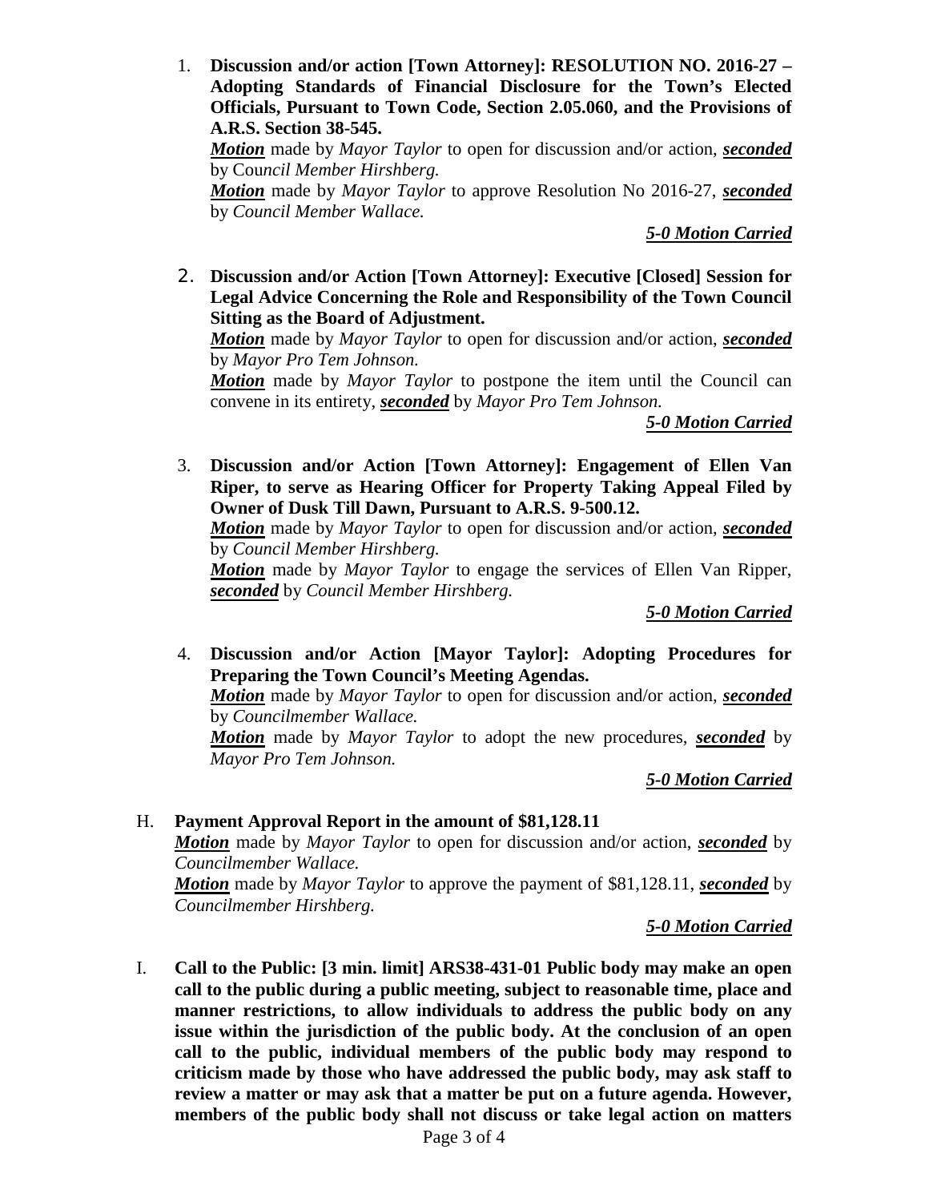1. **Discussion and/or action [Town Attorney]: RESOLUTION NO. 2016-27 – Adopting Standards of Financial Disclosure for the Town's Elected Officials, Pursuant to Town Code, Section 2.05.060, and the Provisions of A.R.S. Section 38-545.**
   ***Motion*** made by *Mayor Taylor* to open for discussion and/or action, ***seconded*** by *Council Member Hirshberg.*
   ***Motion*** made by *Mayor Taylor* to approve Resolution No 2016-27, ***seconded*** by *Council Member Wallace.*

   ***5-0 Motion Carried***

2. **Discussion and/or Action [Town Attorney]: Executive [Closed] Session for Legal Advice Concerning the Role and Responsibility of the Town Council Sitting as the Board of Adjustment.**
   ***Motion*** made by *Mayor Taylor* to open for discussion and/or action, ***seconded*** by *Mayor Pro Tem Johnson.*
   ***Motion*** made by *Mayor Taylor* to postpone the item until the Council can convene in its entirety, ***seconded*** by *Mayor Pro Tem Johnson.*

   ***5-0 Motion Carried***

3. **Discussion and/or Action [Town Attorney]: Engagement of Ellen Van Riper, to serve as Hearing Officer for Property Taking Appeal Filed by Owner of Dusk Till Dawn, Pursuant to A.R.S. 9-500.12.**
   ***Motion*** made by *Mayor Taylor* to open for discussion and/or action, ***seconded*** by *Council Member Hirshberg.*
   ***Motion*** made by *Mayor Taylor* to engage the services of Ellen Van Ripper, ***seconded*** by *Council Member Hirshberg.*

   ***5-0 Motion Carried***

4. **Discussion and/or Action [Mayor Taylor]: Adopting Procedures for Preparing the Town Council's Meeting Agendas.**
   ***Motion*** made by *Mayor Taylor* to open for discussion and/or action, ***seconded*** by *Councilmember Wallace.*
   ***Motion*** made by *Mayor Taylor* to adopt the new procedures, ***seconded*** by *Mayor Pro Tem Johnson.*

   ***5-0 Motion Carried***

H. **Payment Approval Report in the amount of $81,128.11**
***Motion*** made by *Mayor Taylor* to open for discussion and/or action, ***seconded*** by *Councilmember Wallace.*
***Motion*** made by *Mayor Taylor* to approve the payment of $81,128.11, ***seconded*** by *Councilmember Hirshberg.*

***5-0 Motion Carried***

I. **Call to the Public: [3 min. limit] ARS38-431-01 Public body may make an open call to the public during a public meeting, subject to reasonable time, place and manner restrictions, to allow individuals to address the public body on any issue within the jurisdiction of the public body. At the conclusion of an open call to the public, individual members of the public body may respond to criticism made by those who have addressed the public body, may ask staff to review a matter or may ask that a matter be put on a future agenda. However, members of the public body shall not discuss or take legal action on matters**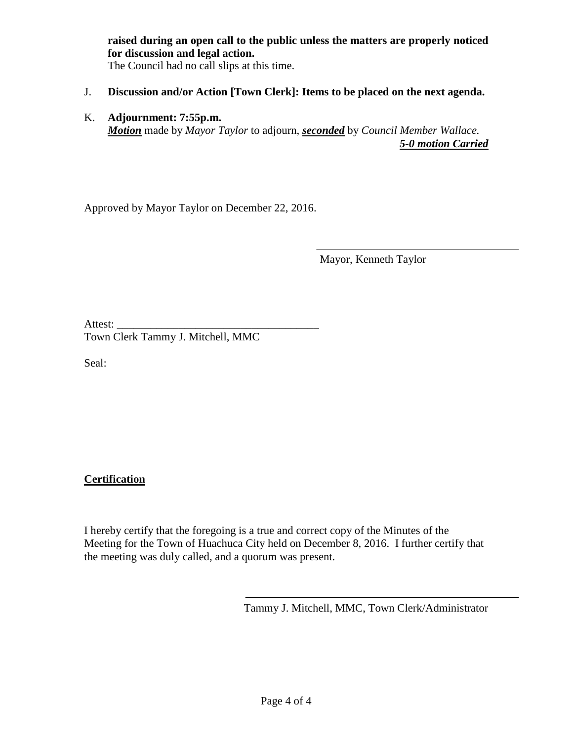**raised during an open call to the public unless the matters are properly noticed for discussion and legal action.**
The Council had no call slips at this time.

J. **Discussion and/or Action [Town Clerk]: Items to be placed on the next agenda.**

K. **Adjournment: 7:55p.m.**
***Motion*** made by *Mayor Taylor* to adjourn, ***seconded*** by *Council Member Wallace.*
***5-0 motion Carried***

Approved by Mayor Taylor on December 22, 2016.

\_\_\_\_\_\_\_\_\_\_\_\_\_\_\_\_\_\_\_\_\_\_\_\_\_\_\_\_\_\_\_\_\_\_\_\_
Mayor, Kenneth Taylor

Attest: \_\_\_\_\_\_\_\_\_\_\_\_\_\_\_\_\_\_\_\_\_\_\_\_\_\_\_\_\_\_\_\_\_\_\_\_
Town Clerk Tammy J. Mitchell, MMC

Seal:

**Certification**

I hereby certify that the foregoing is a true and correct copy of the Minutes of the Meeting for the Town of Huachuca City held on December 8, 2016. I further certify that the meeting was duly called, and a quorum was present.

\_\_\_\_\_\_\_\_\_\_\_\_\_\_\_\_\_\_\_\_\_\_\_\_\_\_\_\_\_\_\_\_\_\_\_\_
Tammy J. Mitchell, MMC, Town Clerk/Administrator